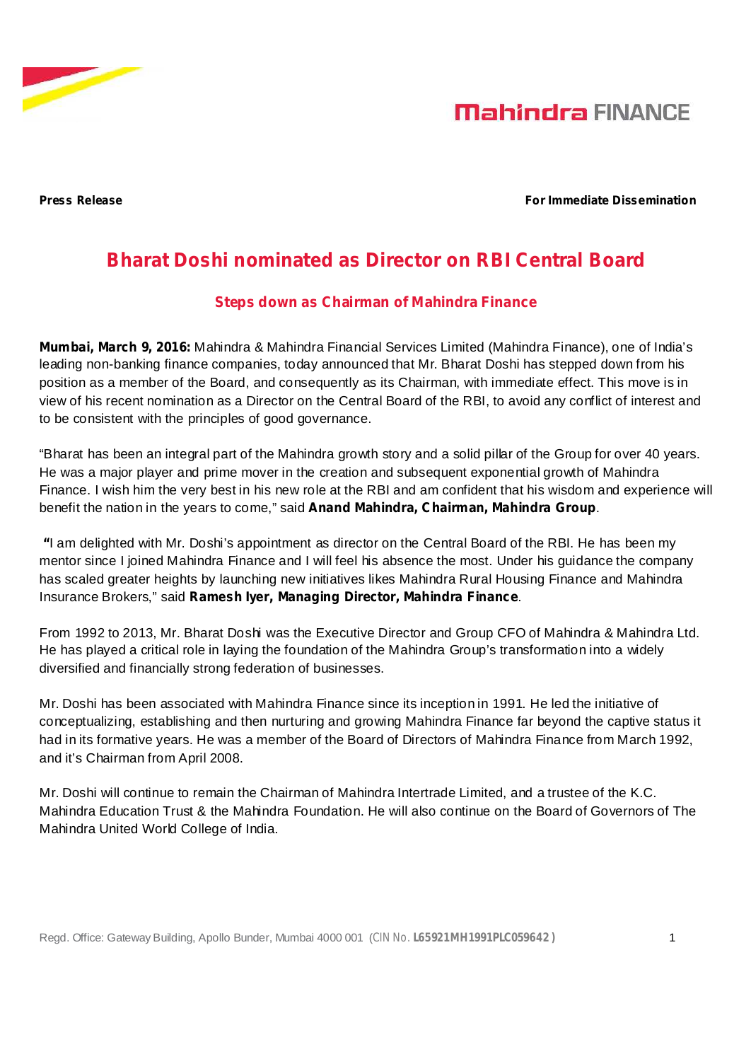Mahindra FINANCE

**Press Release** **For Immediate Dissemination**

# Bharat Doshi nominated as Director on RBI Central Board

## Steps down as Chairman of Mahindra Finance

**Mumbai, March 9, 2016:** Mahindra & Mahindra Financial Services Limited (Mahindra Finance), one of India's leading non-banking finance companies, today announced that Mr. Bharat Doshi has stepped down from his position as a member of the Board, and consequently as its Chairman, with immediate effect. This move is in view of his recent nomination as a Director on the Central Board of the RBI, to avoid any conflict of interest and to be consistent with the principles of good governance.

"Bharat has been an integral part of the Mahindra growth story and a solid pillar of the Group for over 40 years. He was a major player and prime mover in the creation and subsequent exponential growth of Mahindra Finance. I wish him the very best in his new role at the RBI and am confident that his wisdom and experience will benefit the nation in the years to come," said **Anand Mahindra, Chairman, Mahindra Group**.

**"**I am delighted with Mr. Doshi's appointment as director on the Central Board of the RBI. He has been my mentor since I joined Mahindra Finance and I will feel his absence the most. Under his guidance the company has scaled greater heights by launching new initiatives likes Mahindra Rural Housing Finance and Mahindra Insurance Brokers," said **Ramesh Iyer, Managing Director, Mahindra Finance**.

From 1992 to 2013, Mr. Bharat Doshi was the Executive Director and Group CFO of Mahindra & Mahindra Ltd. He has played a critical role in laying the foundation of the Mahindra Group's transformation into a widely diversified and financially strong federation of businesses.

Mr. Doshi has been associated with Mahindra Finance since its inception in 1991. He led the initiative of conceptualizing, establishing and then nurturing and growing Mahindra Finance far beyond the captive status it had in its formative years. He was a member of the Board of Directors of Mahindra Finance from March 1992, and it's Chairman from April 2008.

Mr. Doshi will continue to remain the Chairman of Mahindra Intertrade Limited, and a trustee of the K.C. Mahindra Education Trust & the Mahindra Foundation. He will also continue on the Board of Governors of The Mahindra United World College of India.

Regd. Office: Gateway Building, Apollo Bunder, Mumbai 4000 001 (CIN No. **L65921MH1991PLC059642**)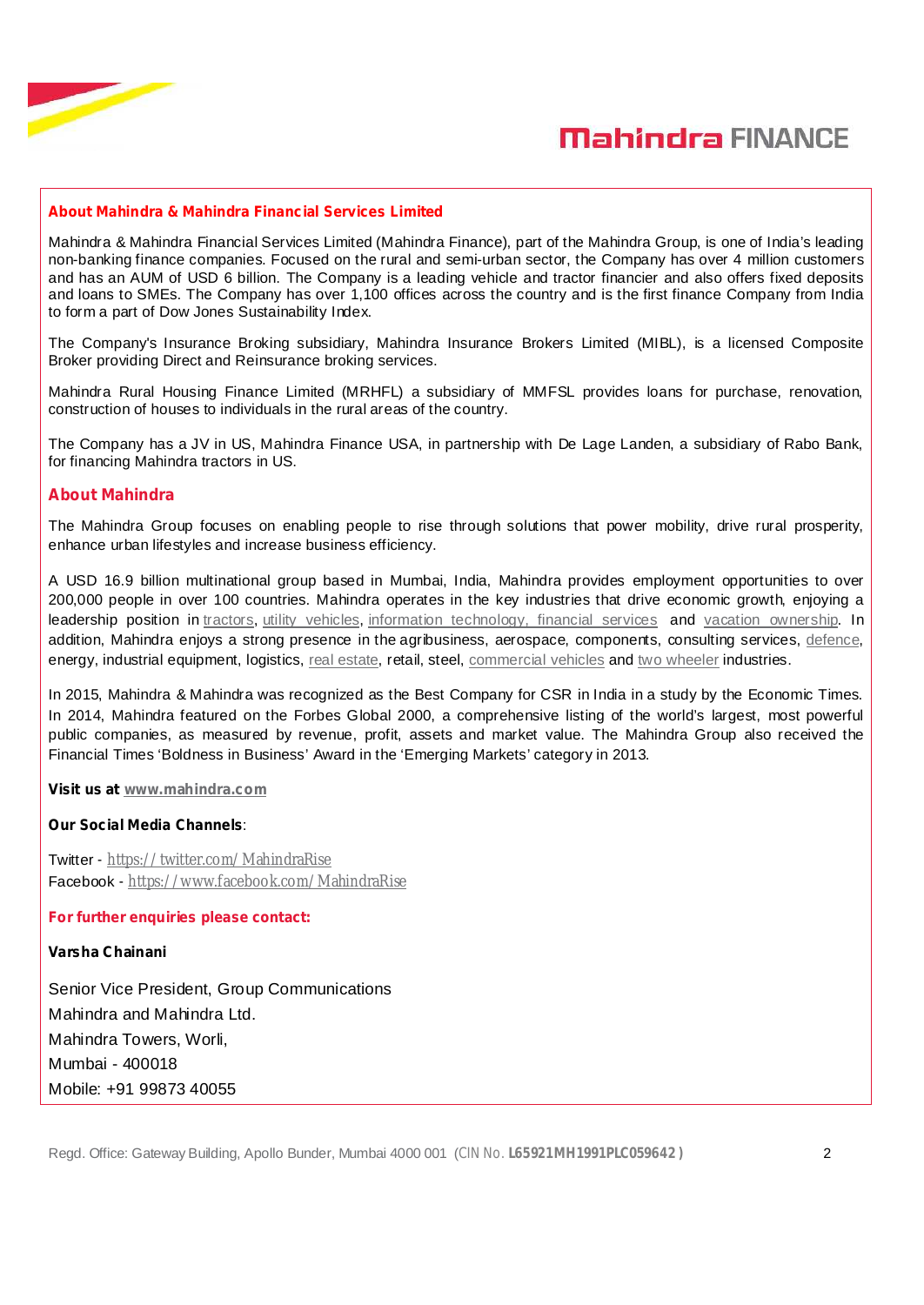## About Mahindra & Mahindra Financial Services Limited

Mahindra & Mahindra Financial Services Limited (Mahindra Finance), part of the Mahindra Group, is one of India's leading non-banking finance companies. Focused on the rural and semi-urban sector, the Company has over 4 million customers and has an AUM of USD 6 billion. The Company is a leading vehicle and tractor financier and also offers fixed deposits and loans to SMEs. The Company has over 1,100 offices across the country and is the first finance Company from India to form a part of Dow Jones Sustainability Index.

The Company's Insurance Broking subsidiary, Mahindra Insurance Brokers Limited (MIBL), is a licensed Composite Broker providing Direct and Reinsurance broking services.

Mahindra Rural Housing Finance Limited (MRHFL) a subsidiary of MMFSL provides loans for purchase, renovation, construction of houses to individuals in the rural areas of the country.

The Company has a JV in US, Mahindra Finance USA, in partnership with De Lage Landen, a subsidiary of Rabo Bank, for financing Mahindra tractors in US.

## About Mahindra

The Mahindra Group focuses on enabling people to rise through solutions that power mobility, drive rural prosperity, enhance urban lifestyles and increase business efficiency.

A USD 16.9 billion multinational group based in Mumbai, India, Mahindra provides employment opportunities to over 200,000 people in over 100 countries. Mahindra operates in the key industries that drive economic growth, enjoying a leadership position in tractors, utility vehicles, information technology, financial services and vacation ownership. In addition, Mahindra enjoys a strong presence in the agribusiness, aerospace, components, consulting services, defence, energy, industrial equipment, logistics, real estate, retail, steel, commercial vehicles and two wheeler industries.

In 2015, Mahindra & Mahindra was recognized as the Best Company for CSR in India in a study by the Economic Times. In 2014, Mahindra featured on the Forbes Global 2000, a comprehensive listing of the world's largest, most powerful public companies, as measured by revenue, profit, assets and market value. The Mahindra Group also received the Financial Times 'Boldness in Business' Award in the 'Emerging Markets' category in 2013.

**Visit us at www.mahindra.com**

**Our Social Media Channels**:

Twitter - https://twitter.com/MahindraRise
Facebook - https://www.facebook.com/MahindraRise

**For further enquiries please contact:**

**Varsha Chainani**

Senior Vice President, Group Communications
Mahindra and Mahindra Ltd.
Mahindra Towers, Worli,
Mumbai - 400018
Mobile: +91 99873 40055

Regd. Office: Gateway Building, Apollo Bunder, Mumbai 4000 001 (CIN No. L65921MH1991PLC059642)